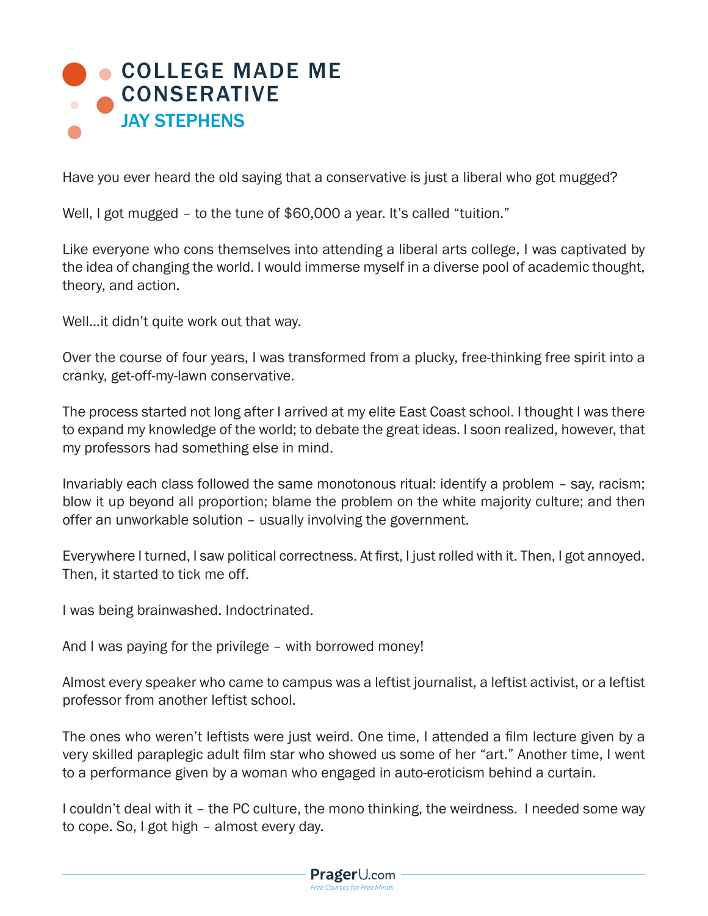# COLLEGE MADE ME CONSERATIVE

## JAY STEPHENS

Have you ever heard the old saying that a conservative is just a liberal who got mugged?

Well, I got mugged – to the tune of $60,000 a year. It's called "tuition."

Like everyone who cons themselves into attending a liberal arts college, I was captivated by the idea of changing the world. I would immerse myself in a diverse pool of academic thought, theory, and action.

Well…it didn't quite work out that way.

Over the course of four years, I was transformed from a plucky, free-thinking free spirit into a cranky, get-off-my-lawn conservative.

The process started not long after I arrived at my elite East Coast school. I thought I was there to expand my knowledge of the world; to debate the great ideas. I soon realized, however, that my professors had something else in mind.

Invariably each class followed the same monotonous ritual: identify a problem – say, racism; blow it up beyond all proportion; blame the problem on the white majority culture; and then offer an unworkable solution – usually involving the government.

Everywhere I turned, I saw political correctness. At first, I just rolled with it. Then, I got annoyed. Then, it started to tick me off.

I was being brainwashed. Indoctrinated.

And I was paying for the privilege – with borrowed money!

Almost every speaker who came to campus was a leftist journalist, a leftist activist, or a leftist professor from another leftist school.

The ones who weren't leftists were just weird. One time, I attended a film lecture given by a very skilled paraplegic adult film star who showed us some of her "art." Another time, I went to a performance given by a woman who engaged in auto-eroticism behind a curtain.

I couldn't deal with it – the PC culture, the mono thinking, the weirdness. I needed some way to cope. So, I got high – almost every day.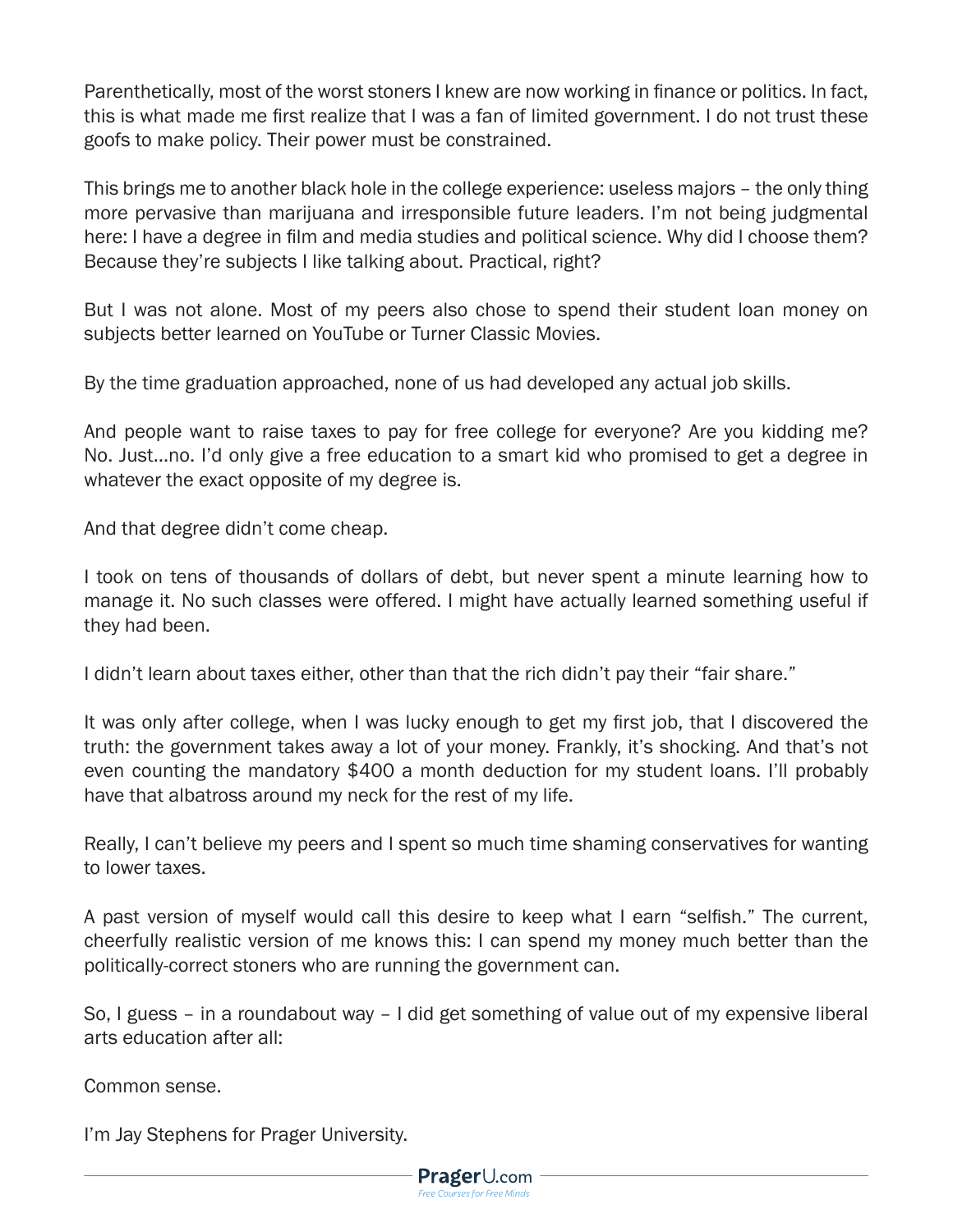Parenthetically, most of the worst stoners I knew are now working in finance or politics. In fact, this is what made me first realize that I was a fan of limited government. I do not trust these goofs to make policy. Their power must be constrained.

This brings me to another black hole in the college experience: useless majors – the only thing more pervasive than marijuana and irresponsible future leaders. I'm not being judgmental here: I have a degree in film and media studies and political science. Why did I choose them? Because they're subjects I like talking about. Practical, right?

But I was not alone. Most of my peers also chose to spend their student loan money on subjects better learned on YouTube or Turner Classic Movies.

By the time graduation approached, none of us had developed any actual job skills.

And people want to raise taxes to pay for free college for everyone? Are you kidding me? No. Just...no. I'd only give a free education to a smart kid who promised to get a degree in whatever the exact opposite of my degree is.

And that degree didn't come cheap.

I took on tens of thousands of dollars of debt, but never spent a minute learning how to manage it. No such classes were offered. I might have actually learned something useful if they had been.

I didn't learn about taxes either, other than that the rich didn't pay their "fair share."

It was only after college, when I was lucky enough to get my first job, that I discovered the truth: the government takes away a lot of your money. Frankly, it's shocking. And that's not even counting the mandatory $400 a month deduction for my student loans. I'll probably have that albatross around my neck for the rest of my life.

Really, I can't believe my peers and I spent so much time shaming conservatives for wanting to lower taxes.

A past version of myself would call this desire to keep what I earn "selfish." The current, cheerfully realistic version of me knows this: I can spend my money much better than the politically-correct stoners who are running the government can.

So, I guess – in a roundabout way – I did get something of value out of my expensive liberal arts education after all:

Common sense.

I'm Jay Stephens for Prager University.